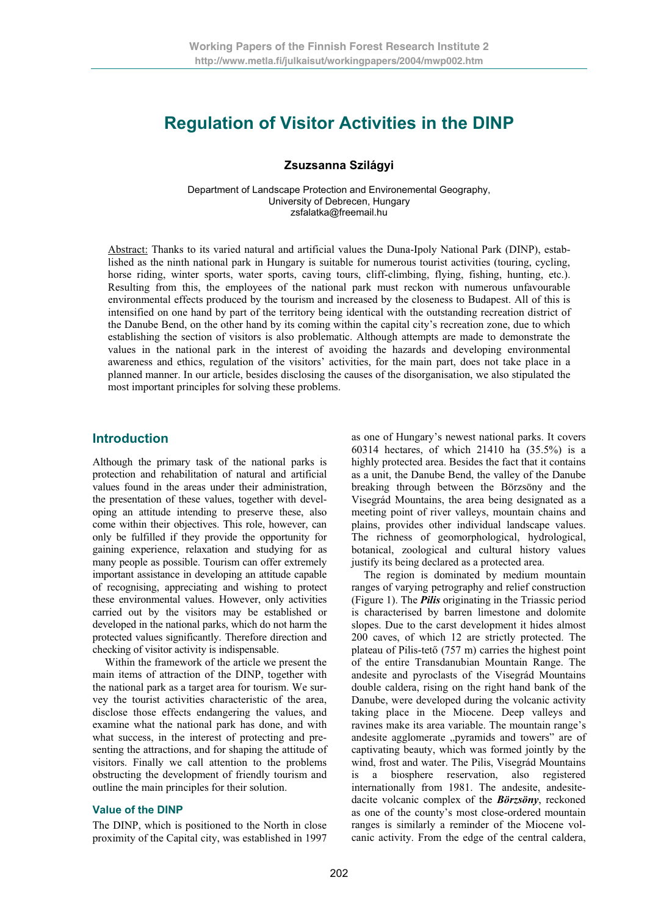# Regulation of Visitor Activities in the DINP

**Zsuzsanna Szilágyi**

Department of Landscape Protection and Environemental Geography,
University of Debrecen, Hungary
zsfalatka@freemail.hu

Abstract: Thanks to its varied natural and artificial values the Duna-Ipoly National Park (DINP), established as the ninth national park in Hungary is suitable for numerous tourist activities (touring, cycling, horse riding, winter sports, water sports, caving tours, cliff-climbing, flying, fishing, hunting, etc.). Resulting from this, the employees of the national park must reckon with numerous unfavourable environmental effects produced by the tourism and increased by the closeness to Budapest. All of this is intensified on one hand by part of the territory being identical with the outstanding recreation district of the Danube Bend, on the other hand by its coming within the capital city's recreation zone, due to which establishing the section of visitors is also problematic. Although attempts are made to demonstrate the values in the national park in the interest of avoiding the hazards and developing environmental awareness and ethics, regulation of the visitors' activities, for the main part, does not take place in a planned manner. In our article, besides disclosing the causes of the disorganisation, we also stipulated the most important principles for solving these problems.

## Introduction

Although the primary task of the national parks is protection and rehabilitation of natural and artificial values found in the areas under their administration, the presentation of these values, together with developing an attitude intending to preserve these, also come within their objectives. This role, however, can only be fulfilled if they provide the opportunity for gaining experience, relaxation and studying for as many people as possible. Tourism can offer extremely important assistance in developing an attitude capable of recognising, appreciating and wishing to protect these environmental values. However, only activities carried out by the visitors may be established or developed in the national parks, which do not harm the protected values significantly. Therefore direction and checking of visitor activity is indispensable.

Within the framework of the article we present the main items of attraction of the DINP, together with the national park as a target area for tourism. We survey the tourist activities characteristic of the area, disclose those effects endangering the values, and examine what the national park has done, and with what success, in the interest of protecting and presenting the attractions, and for shaping the attitude of visitors. Finally we call attention to the problems obstructing the development of friendly tourism and outline the main principles for their solution.

### Value of the DINP

The DINP, which is positioned to the North in close proximity of the Capital city, was established in 1997 as one of Hungary's newest national parks. It covers 60314 hectares, of which 21410 ha (35.5%) is a highly protected area. Besides the fact that it contains as a unit, the Danube Bend, the valley of the Danube breaking through between the Börzsöny and the Visegrád Mountains, the area being designated as a meeting point of river valleys, mountain chains and plains, provides other individual landscape values. The richness of geomorphological, hydrological, botanical, zoological and cultural history values justify its being declared as a protected area.

The region is dominated by medium mountain ranges of varying petrography and relief construction (Figure 1). The ***Pilis*** originating in the Triassic period is characterised by barren limestone and dolomite slopes. Due to the carst development it hides almost 200 caves, of which 12 are strictly protected. The plateau of Pilis-tető (757 m) carries the highest point of the entire Transdanubian Mountain Range. The andesite and pyroclasts of the Visegrád Mountains double caldera, rising on the right hand bank of the Danube, were developed during the volcanic activity taking place in the Miocene. Deep valleys and ravines make its area variable. The mountain range's andesite agglomerate „pyramids and towers" are of captivating beauty, which was formed jointly by the wind, frost and water. The Pilis, Visegrád Mountains is a biosphere reservation, also registered internationally from 1981. The andesite, andesite-dacite volcanic complex of the ***Börzsöny***, reckoned as one of the county's most close-ordered mountain ranges is similarly a reminder of the Miocene volcanic activity. From the edge of the central caldera,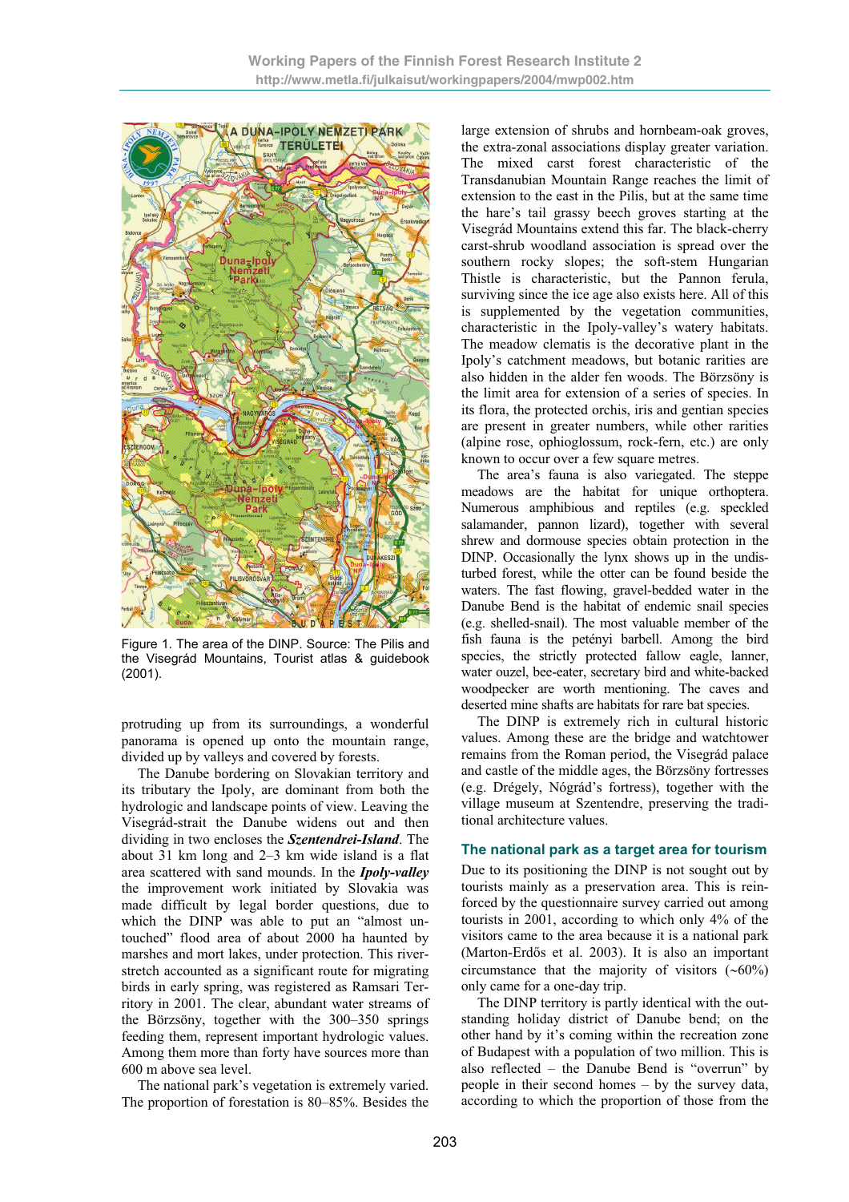Figure 1. The area of the DINP. Source: The Pilis and the Visegrád Mountains, Tourist atlas & guidebook (2001).

protruding up from its surroundings, a wonderful panorama is opened up onto the mountain range, divided up by valleys and covered by forests.

The Danube bordering on Slovakian territory and its tributary the Ipoly, are dominant from both the hydrologic and landscape points of view. Leaving the Visegrád-strait the Danube widens out and then dividing in two encloses the ***Szentendrei-Island***. The about 31 km long and 2–3 km wide island is a flat area scattered with sand mounds. In the ***Ipoly-valley*** the improvement work initiated by Slovakia was made difficult by legal border questions, due to which the DINP was able to put an "almost untouched" flood area of about 2000 ha haunted by marshes and mort lakes, under protection. This river-stretch accounted as a significant route for migrating birds in early spring, was registered as Ramsari Territory in 2001. The clear, abundant water streams of the Börzsöny, together with the 300–350 springs feeding them, represent important hydrologic values. Among them more than forty have sources more than 600 m above sea level.

The national park's vegetation is extremely varied. The proportion of forestation is 80–85%. Besides the large extension of shrubs and hornbeam-oak groves, the extra-zonal associations display greater variation. The mixed carst forest characteristic of the Transdanubian Mountain Range reaches the limit of extension to the east in the Pilis, but at the same time the hare's tail grassy beech groves starting at the Visegrád Mountains extend this far. The black-cherry carst-shrub woodland association is spread over the southern rocky slopes; the soft-stem Hungarian Thistle is characteristic, but the Pannon ferula, surviving since the ice age also exists here. All of this is supplemented by the vegetation communities, characteristic in the Ipoly-valley's watery habitats. The meadow clematis is the decorative plant in the Ipoly's catchment meadows, but botanic rarities are also hidden in the alder fen woods. The Börzsöny is the limit area for extension of a series of species. In its flora, the protected orchis, iris and gentian species are present in greater numbers, while other rarities (alpine rose, ophioglossum, rock-fern, etc.) are only known to occur over a few square metres.

The area's fauna is also variegated. The steppe meadows are the habitat for unique orthoptera. Numerous amphibious and reptiles (e.g. speckled salamander, pannon lizard), together with several shrew and dormouse species obtain protection in the DINP. Occasionally the lynx shows up in the undisturbed forest, while the otter can be found beside the waters. The fast flowing, gravel-bedded water in the Danube Bend is the habitat of endemic snail species (e.g. shelled-snail). The most valuable member of the fish fauna is the petényi barbell. Among the bird species, the strictly protected fallow eagle, lanner, water ouzel, bee-eater, secretary bird and white-backed woodpecker are worth mentioning. The caves and deserted mine shafts are habitats for rare bat species.

The DINP is extremely rich in cultural historic values. Among these are the bridge and watchtower remains from the Roman period, the Visegrád palace and castle of the middle ages, the Börzsöny fortresses (e.g. Drégely, Nógrád's fortress), together with the village museum at Szentendre, preserving the traditional architecture values.

## The national park as a target area for tourism

Due to its positioning the DINP is not sought out by tourists mainly as a preservation area. This is reinforced by the questionnaire survey carried out among tourists in 2001, according to which only 4% of the visitors came to the area because it is a national park (Marton-Erdős et al. 2003). It is also an important circumstance that the majority of visitors (~60%) only came for a one-day trip.

The DINP territory is partly identical with the outstanding holiday district of Danube bend; on the other hand by it's coming within the recreation zone of Budapest with a population of two million. This is also reflected – the Danube Bend is "overrun" by people in their second homes – by the survey data, according to which the proportion of those from the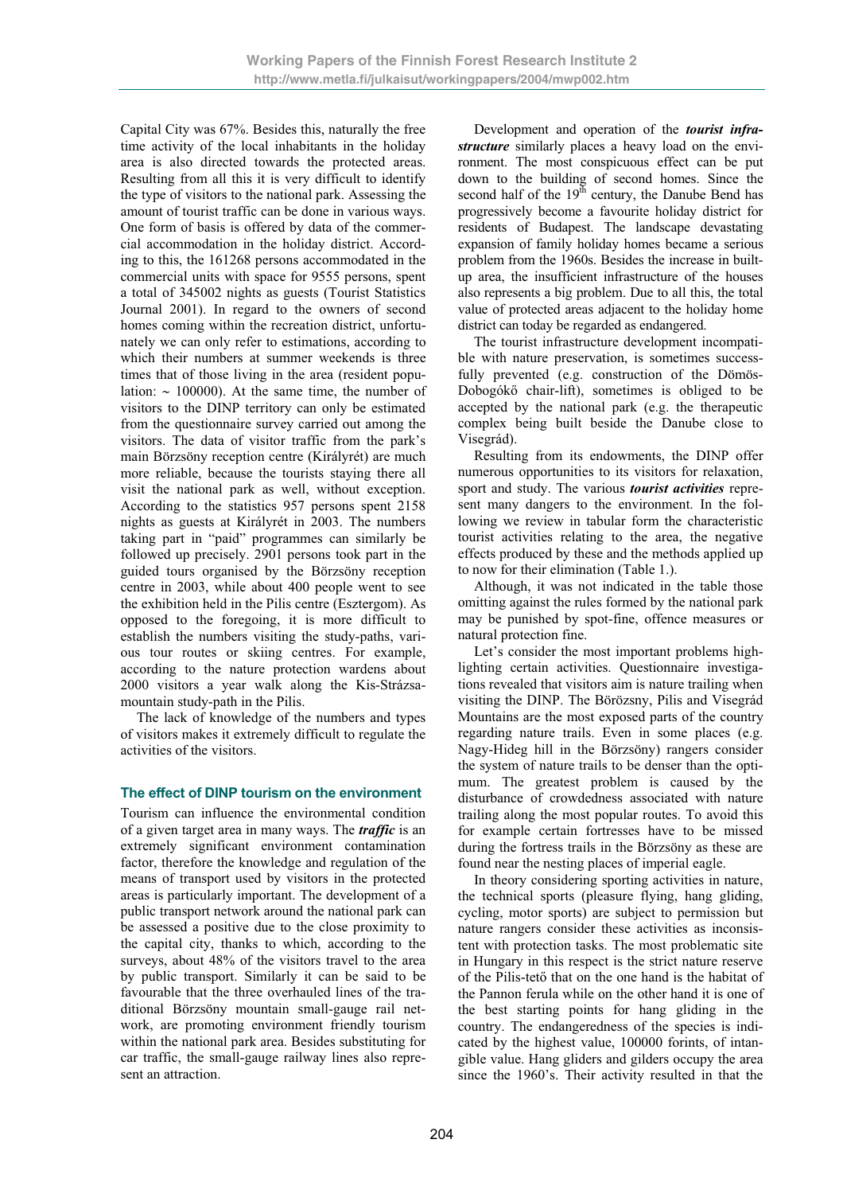Capital City was 67%. Besides this, naturally the free time activity of the local inhabitants in the holiday area is also directed towards the protected areas. Resulting from all this it is very difficult to identify the type of visitors to the national park. Assessing the amount of tourist traffic can be done in various ways. One form of basis is offered by data of the commercial accommodation in the holiday district. According to this, the 161268 persons accommodated in the commercial units with space for 9555 persons, spent a total of 345002 nights as guests (Tourist Statistics Journal 2001). In regard to the owners of second homes coming within the recreation district, unfortunately we can only refer to estimations, according to which their numbers at summer weekends is three times that of those living in the area (resident population: ~ 100000). At the same time, the number of visitors to the DINP territory can only be estimated from the questionnaire survey carried out among the visitors. The data of visitor traffic from the park's main Börzsöny reception centre (Királyrét) are much more reliable, because the tourists staying there all visit the national park as well, without exception. According to the statistics 957 persons spent 2158 nights as guests at Királyrét in 2003. The numbers taking part in "paid" programmes can similarly be followed up precisely. 2901 persons took part in the guided tours organised by the Börzsöny reception centre in 2003, while about 400 people went to see the exhibition held in the Pilis centre (Esztergom). As opposed to the foregoing, it is more difficult to establish the numbers visiting the study-paths, various tour routes or skiing centres. For example, according to the nature protection wardens about 2000 visitors a year walk along the Kis-Strázsa-mountain study-path in the Pilis.

The lack of knowledge of the numbers and types of visitors makes it extremely difficult to regulate the activities of the visitors.

## The effect of DINP tourism on the environment

Tourism can influence the environmental condition of a given target area in many ways. The ***traffic*** is an extremely significant environment contamination factor, therefore the knowledge and regulation of the means of transport used by visitors in the protected areas is particularly important. The development of a public transport network around the national park can be assessed a positive due to the close proximity to the capital city, thanks to which, according to the surveys, about 48% of the visitors travel to the area by public transport. Similarly it can be said to be favourable that the three overhauled lines of the traditional Börzsöny mountain small-gauge rail network, are promoting environment friendly tourism within the national park area. Besides substituting for car traffic, the small-gauge railway lines also represent an attraction.

Development and operation of the ***tourist infrastructure*** similarly places a heavy load on the environment. The most conspicuous effect can be put down to the building of second homes. Since the second half of the 19th century, the Danube Bend has progressively become a favourite holiday district for residents of Budapest. The landscape devastating expansion of family holiday homes became a serious problem from the 1960s. Besides the increase in built-up area, the insufficient infrastructure of the houses also represents a big problem. Due to all this, the total value of protected areas adjacent to the holiday home district can today be regarded as endangered.

The tourist infrastructure development incompatible with nature preservation, is sometimes successfully prevented (e.g. construction of the Dömös-Dobogókő chair-lift), sometimes is obliged to be accepted by the national park (e.g. the therapeutic complex being built beside the Danube close to Visegrád).

Resulting from its endowments, the DINP offer numerous opportunities to its visitors for relaxation, sport and study. The various ***tourist activities*** represent many dangers to the environment. In the following we review in tabular form the characteristic tourist activities relating to the area, the negative effects produced by these and the methods applied up to now for their elimination (Table 1.).

Although, it was not indicated in the table those omitting against the rules formed by the national park may be punished by spot-fine, offence measures or natural protection fine.

Let's consider the most important problems highlighting certain activities. Questionnaire investigations revealed that visitors aim is nature trailing when visiting the DINP. The Börözsny, Pilis and Visegrád Mountains are the most exposed parts of the country regarding nature trails. Even in some places (e.g. Nagy-Hideg hill in the Börzsöny) rangers consider the system of nature trails to be denser than the optimum. The greatest problem is caused by the disturbance of crowdedness associated with nature trailing along the most popular routes. To avoid this for example certain fortresses have to be missed during the fortress trails in the Börzsöny as these are found near the nesting places of imperial eagle.

In theory considering sporting activities in nature, the technical sports (pleasure flying, hang gliding, cycling, motor sports) are subject to permission but nature rangers consider these activities as inconsistent with protection tasks. The most problematic site in Hungary in this respect is the strict nature reserve of the Pilis-tető that on the one hand is the habitat of the Pannon ferula while on the other hand it is one of the best starting points for hang gliding in the country. The endangeredness of the species is indicated by the highest value, 100000 forints, of intangible value. Hang gliders and gilders occupy the area since the 1960's. Their activity resulted in that the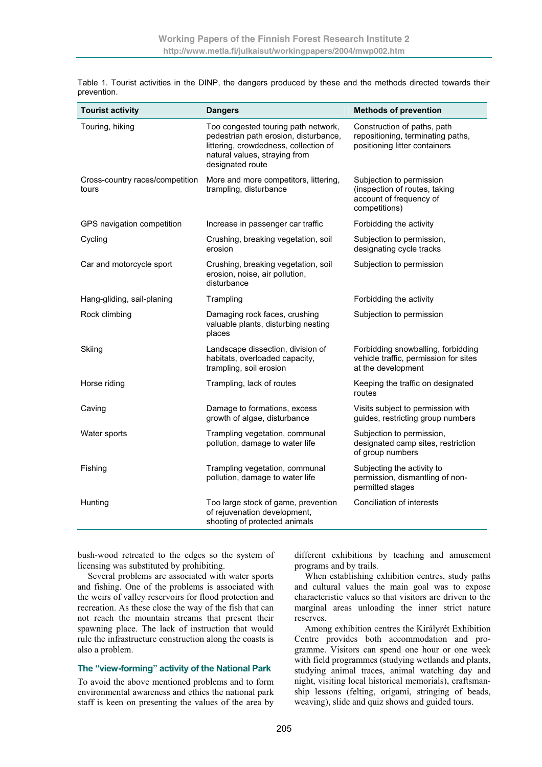Table 1. Tourist activities in the DINP, the dangers produced by these and the methods directed towards their prevention.

| Tourist activity | Dangers | Methods of prevention |
| --- | --- | --- |
| Touring, hiking | Too congested touring path network, pedestrian path erosion, disturbance, littering, crowdedness, collection of natural values, straying from designated route | Construction of paths, path repositioning, terminating paths, positioning litter containers |
| Cross-country races/competition tours | More and more competitors, littering, trampling, disturbance | Subjection to permission (inspection of routes, taking account of frequency of competitions) |
| GPS navigation competition | Increase in passenger car traffic | Forbidding the activity |
| Cycling | Crushing, breaking vegetation, soil erosion | Subjection to permission, designating cycle tracks |
| Car and motorcycle sport | Crushing, breaking vegetation, soil erosion, noise, air pollution, disturbance | Subjection to permission |
| Hang-gliding, sail-planing | Trampling | Forbidding the activity |
| Rock climbing | Damaging rock faces, crushing valuable plants, disturbing nesting places | Subjection to permission |
| Skiing | Landscape dissection, division of habitats, overloaded capacity, trampling, soil erosion | Forbidding snowballing, forbidding vehicle traffic, permission for sites at the development |
| Horse riding | Trampling, lack of routes | Keeping the traffic on designated routes |
| Caving | Damage to formations, excess growth of algae, disturbance | Visits subject to permission with guides, restricting group numbers |
| Water sports | Trampling vegetation, communal pollution, damage to water life | Subjection to permission, designated camp sites, restriction of group numbers |
| Fishing | Trampling vegetation, communal pollution, damage to water life | Subjecting the activity to permission, dismantling of non-permitted stages |
| Hunting | Too large stock of game, prevention of rejuvenation development, shooting of protected animals | Conciliation of interests |

bush-wood retreated to the edges so the system of licensing was substituted by prohibiting.

Several problems are associated with water sports and fishing. One of the problems is associated with the weirs of valley reservoirs for flood protection and recreation. As these close the way of the fish that can not reach the mountain streams that present their spawning place. The lack of instruction that would rule the infrastructure construction along the coasts is also a problem.

## The "view-forming" activity of the National Park

To avoid the above mentioned problems and to form environmental awareness and ethics the national park staff is keen on presenting the values of the area by different exhibitions by teaching and amusement programs and by trails.

When establishing exhibition centres, study paths and cultural values the main goal was to expose characteristic values so that visitors are driven to the marginal areas unloading the inner strict nature reserves.

Among exhibition centres the Királyrét Exhibition Centre provides both accommodation and programme. Visitors can spend one hour or one week with field programmes (studying wetlands and plants, studying animal traces, animal watching day and night, visiting local historical memorials), craftsmanship lessons (felting, origami, stringing of beads, weaving), slide and quiz shows and guided tours.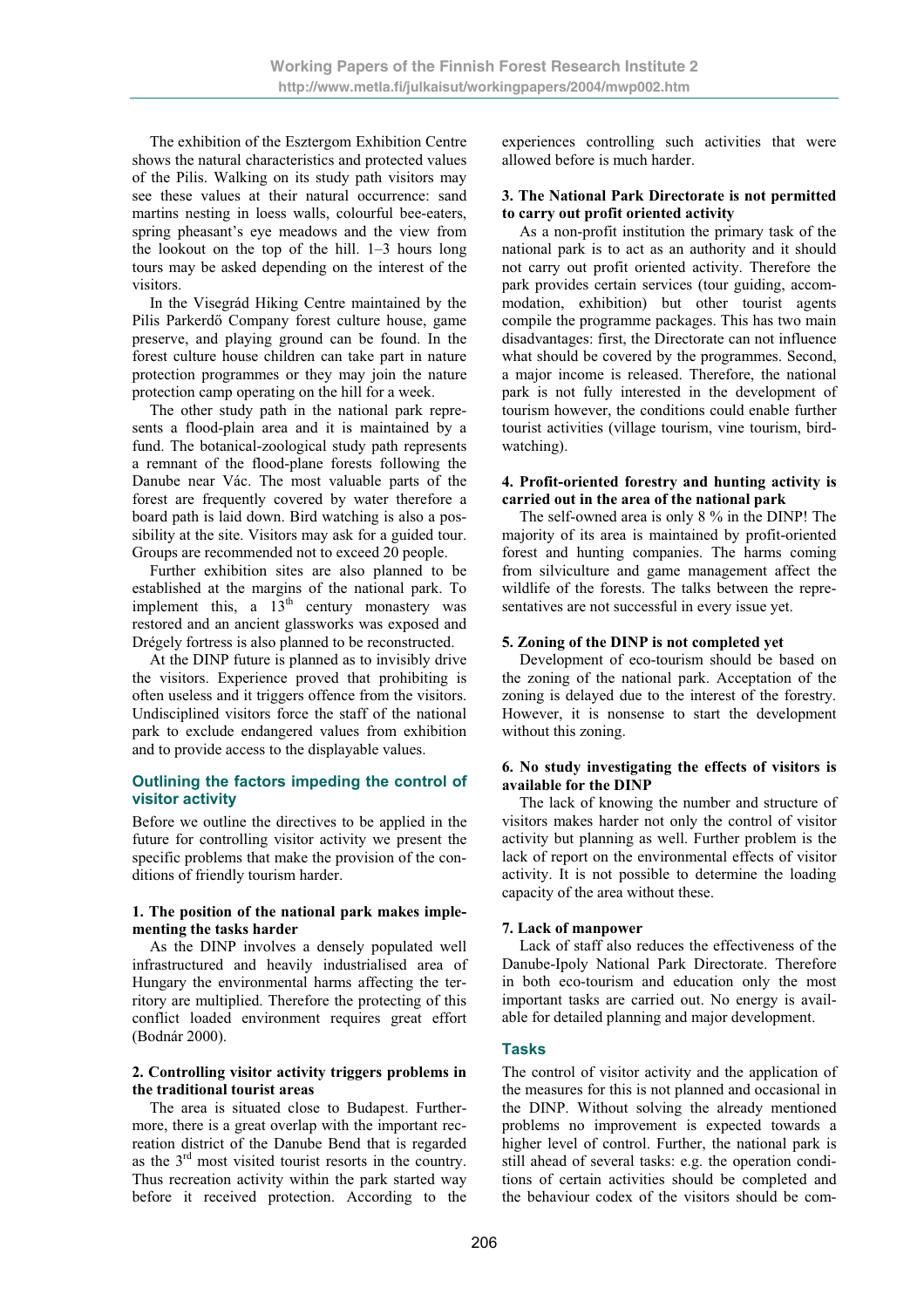The exhibition of the Esztergom Exhibition Centre shows the natural characteristics and protected values of the Pilis. Walking on its study path visitors may see these values at their natural occurrence: sand martins nesting in loess walls, colourful bee-eaters, spring pheasant's eye meadows and the view from the lookout on the top of the hill. 1–3 hours long tours may be asked depending on the interest of the visitors.

In the Visegrád Hiking Centre maintained by the Pilis Parkerdő Company forest culture house, game preserve, and playing ground can be found. In the forest culture house children can take part in nature protection programmes or they may join the nature protection camp operating on the hill for a week.

The other study path in the national park represents a flood-plain area and it is maintained by a fund. The botanical-zoological study path represents a remnant of the flood-plane forests following the Danube near Vác. The most valuable parts of the forest are frequently covered by water therefore a board path is laid down. Bird watching is also a possibility at the site. Visitors may ask for a guided tour. Groups are recommended not to exceed 20 people.

Further exhibition sites are also planned to be established at the margins of the national park. To implement this, a 13th century monastery was restored and an ancient glassworks was exposed and Drégely fortress is also planned to be reconstructed.

At the DINP future is planned as to invisibly drive the visitors. Experience proved that prohibiting is often useless and it triggers offence from the visitors. Undisciplined visitors force the staff of the national park to exclude endangered values from exhibition and to provide access to the displayable values.

## Outlining the factors impeding the control of visitor activity

Before we outline the directives to be applied in the future for controlling visitor activity we present the specific problems that make the provision of the conditions of friendly tourism harder.

**1. The position of the national park makes implementing the tasks harder**

As the DINP involves a densely populated well infrastructured and heavily industrialised area of Hungary the environmental harms affecting the territory are multiplied. Therefore the protecting of this conflict loaded environment requires great effort (Bodnár 2000).

**2. Controlling visitor activity triggers problems in the traditional tourist areas**

The area is situated close to Budapest. Furthermore, there is a great overlap with the important recreation district of the Danube Bend that is regarded as the 3rd most visited tourist resorts in the country. Thus recreation activity within the park started way before it received protection. According to the experiences controlling such activities that were allowed before is much harder.

**3. The National Park Directorate is not permitted to carry out profit oriented activity**

As a non-profit institution the primary task of the national park is to act as an authority and it should not carry out profit oriented activity. Therefore the park provides certain services (tour guiding, accommodation, exhibition) but other tourist agents compile the programme packages. This has two main disadvantages: first, the Directorate can not influence what should be covered by the programmes. Second, a major income is released. Therefore, the national park is not fully interested in the development of tourism however, the conditions could enable further tourist activities (village tourism, vine tourism, birdwatching).

**4. Profit-oriented forestry and hunting activity is carried out in the area of the national park**

The self-owned area is only 8 % in the DINP! The majority of its area is maintained by profit-oriented forest and hunting companies. The harms coming from silviculture and game management affect the wildlife of the forests. The talks between the representatives are not successful in every issue yet.

**5. Zoning of the DINP is not completed yet**

Development of eco-tourism should be based on the zoning of the national park. Acceptation of the zoning is delayed due to the interest of the forestry. However, it is nonsense to start the development without this zoning.

**6. No study investigating the effects of visitors is available for the DINP**

The lack of knowing the number and structure of visitors makes harder not only the control of visitor activity but planning as well. Further problem is the lack of report on the environmental effects of visitor activity. It is not possible to determine the loading capacity of the area without these.

**7. Lack of manpower**

Lack of staff also reduces the effectiveness of the Danube-Ipoly National Park Directorate. Therefore in both eco-tourism and education only the most important tasks are carried out. No energy is available for detailed planning and major development.

## Tasks

The control of visitor activity and the application of the measures for this is not planned and occasional in the DINP. Without solving the already mentioned problems no improvement is expected towards a higher level of control. Further, the national park is still ahead of several tasks: e.g. the operation conditions of certain activities should be completed and the behaviour codex of the visitors should be com-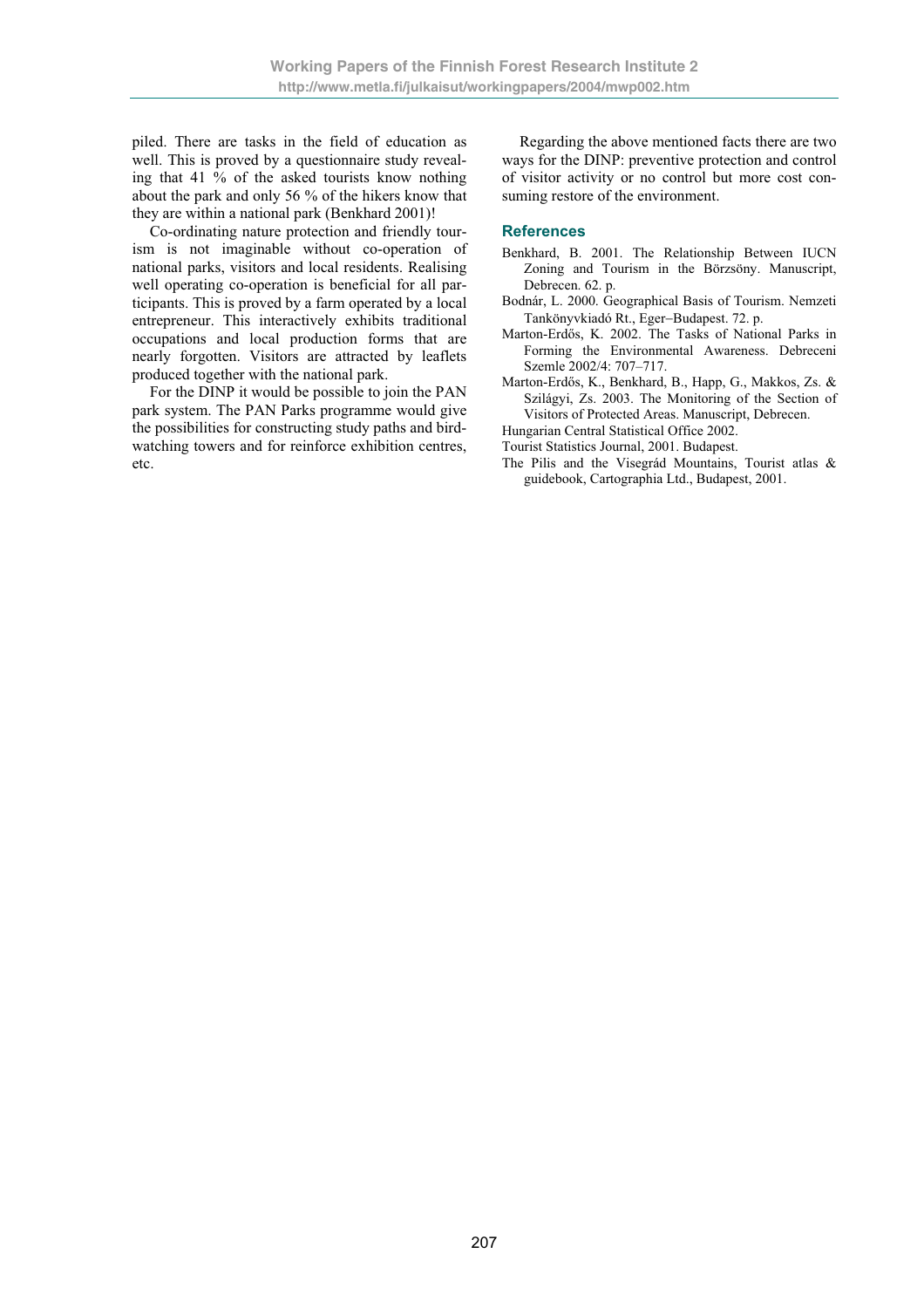piled. There are tasks in the field of education as well. This is proved by a questionnaire study revealing that 41 % of the asked tourists know nothing about the park and only 56 % of the hikers know that they are within a national park (Benkhard 2001)!

Co-ordinating nature protection and friendly tourism is not imaginable without co-operation of national parks, visitors and local residents. Realising well operating co-operation is beneficial for all participants. This is proved by a farm operated by a local entrepreneur. This interactively exhibits traditional occupations and local production forms that are nearly forgotten. Visitors are attracted by leaflets produced together with the national park.

For the DINP it would be possible to join the PAN park system. The PAN Parks programme would give the possibilities for constructing study paths and bird-watching towers and for reinforce exhibition centres, etc.

Regarding the above mentioned facts there are two ways for the DINP: preventive protection and control of visitor activity or no control but more cost consuming restore of the environment.

## References

Benkhard, B. 2001. The Relationship Between IUCN Zoning and Tourism in the Börzsöny. Manuscript, Debrecen. 62. p.

Bodnár, L. 2000. Geographical Basis of Tourism. Nemzeti Tankönyvkiadó Rt., Eger–Budapest. 72. p.

Marton-Erdős, K. 2002. The Tasks of National Parks in Forming the Environmental Awareness. Debreceni Szemle 2002/4: 707–717.

Marton-Erdős, K., Benkhard, B., Happ, G., Makkos, Zs. & Szilágyi, Zs. 2003. The Monitoring of the Section of Visitors of Protected Areas. Manuscript, Debrecen.

Hungarian Central Statistical Office 2002.

Tourist Statistics Journal, 2001. Budapest.

The Pilis and the Visegrád Mountains, Tourist atlas & guidebook, Cartographia Ltd., Budapest, 2001.